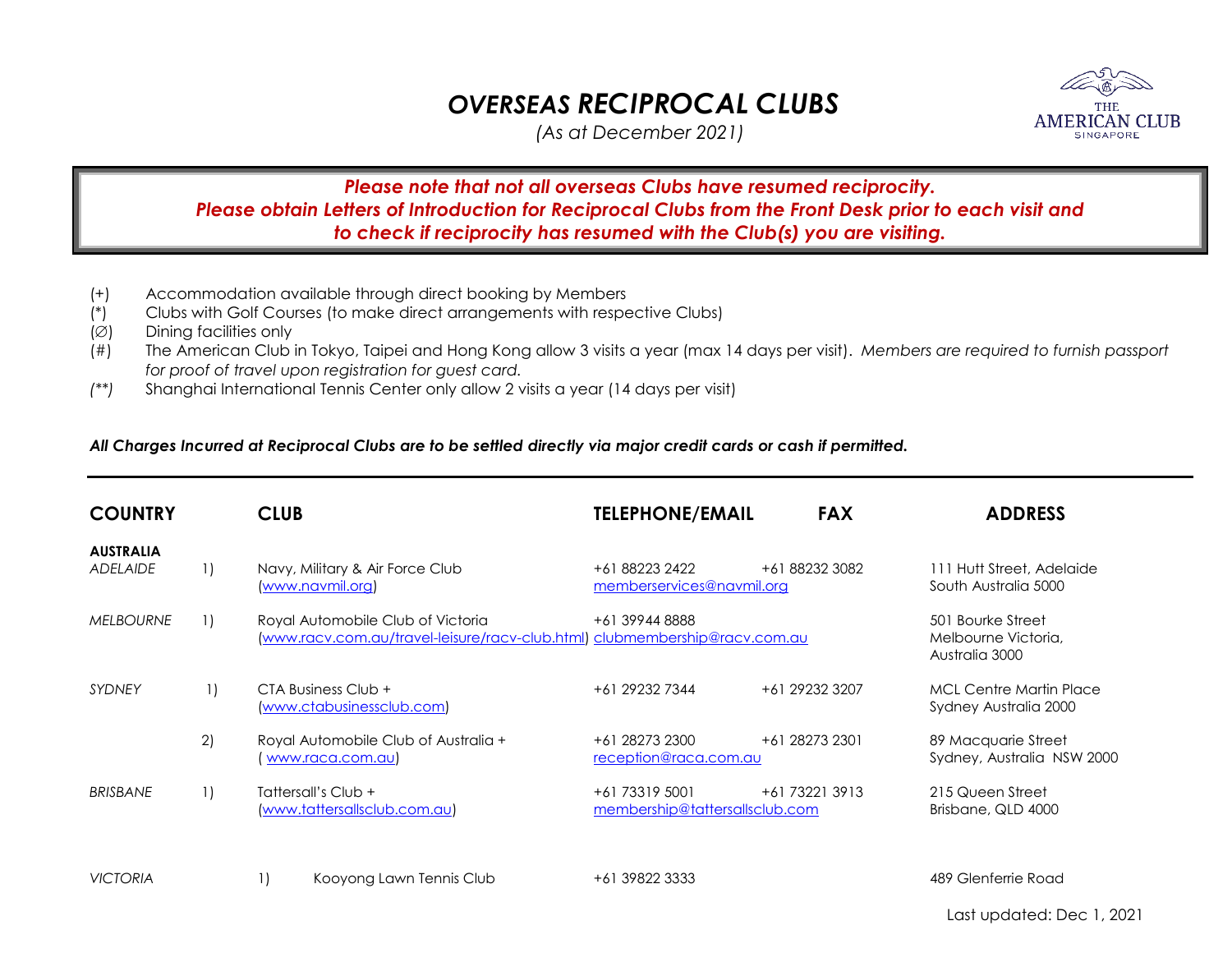# *OVERSEAS RECIPROCAL CLUBS*

*(As at December 2021)*

***Please note that not all overseas Clubs have resumed reciprocity.***
***Please obtain Letters of Introduction for Reciprocal Clubs from the Front Desk prior to each visit and to check if reciprocity has resumed with the Club(s) you are visiting.***

- (+) Accommodation available through direct booking by Members
- (*) Clubs with Golf Courses (to make direct arrangements with respective Clubs)
- (∅) Dining facilities only
- (#) The American Club in Tokyo, Taipei and Hong Kong allow 3 visits a year (max 14 days per visit). *Members are required to furnish passport for proof of travel upon registration for guest card.*
- *(**)* Shanghai International Tennis Center only allow 2 visits a year (14 days per visit)

***All Charges Incurred at Reciprocal Clubs are to be settled directly via major credit cards or cash if permitted.***

| COUNTRY | | CLUB | TELEPHONE/EMAIL | FAX | ADDRESS |
|---|---|---|---|---|---|
| **AUSTRALIA** | | | | | |
| *ADELAIDE* | 1) | Navy, Military & Air Force Club (www.navmil.org) | +61 88223 2422 memberservices@navmil.org | +61 88232 3082 | 111 Hutt Street, Adelaide South Australia 5000 |
| *MELBOURNE* | 1) | Royal Automobile Club of Victoria (www.racv.com.au/travel-leisure/racv-club.html) | +61 39944 8888 clubmembership@racv.com.au | | 501 Bourke Street Melbourne Victoria, Australia 3000 |
| *SYDNEY* | 1) | CTA Business Club + (www.ctabusinessclub.com) | +61 29232 7344 | +61 29232 3207 | MCL Centre Martin Place Sydney Australia 2000 |
| | 2) | Royal Automobile Club of Australia + ( www.raca.com.au) | +61 28273 2300 reception@raca.com.au | +61 28273 2301 | 89 Macquarie Street Sydney, Australia NSW 2000 |
| *BRISBANE* | 1) | Tattersall's Club + (www.tattersallsclub.com.au) | +61 73319 5001 membership@tattersallsclub.com | +61 73221 3913 | 215 Queen Street Brisbane, QLD 4000 |
| *VICTORIA* | 1) | Kooyong Lawn Tennis Club | +61 39822 3333 | | 489 Glenferrie Road |

Last updated: Dec 1, 2021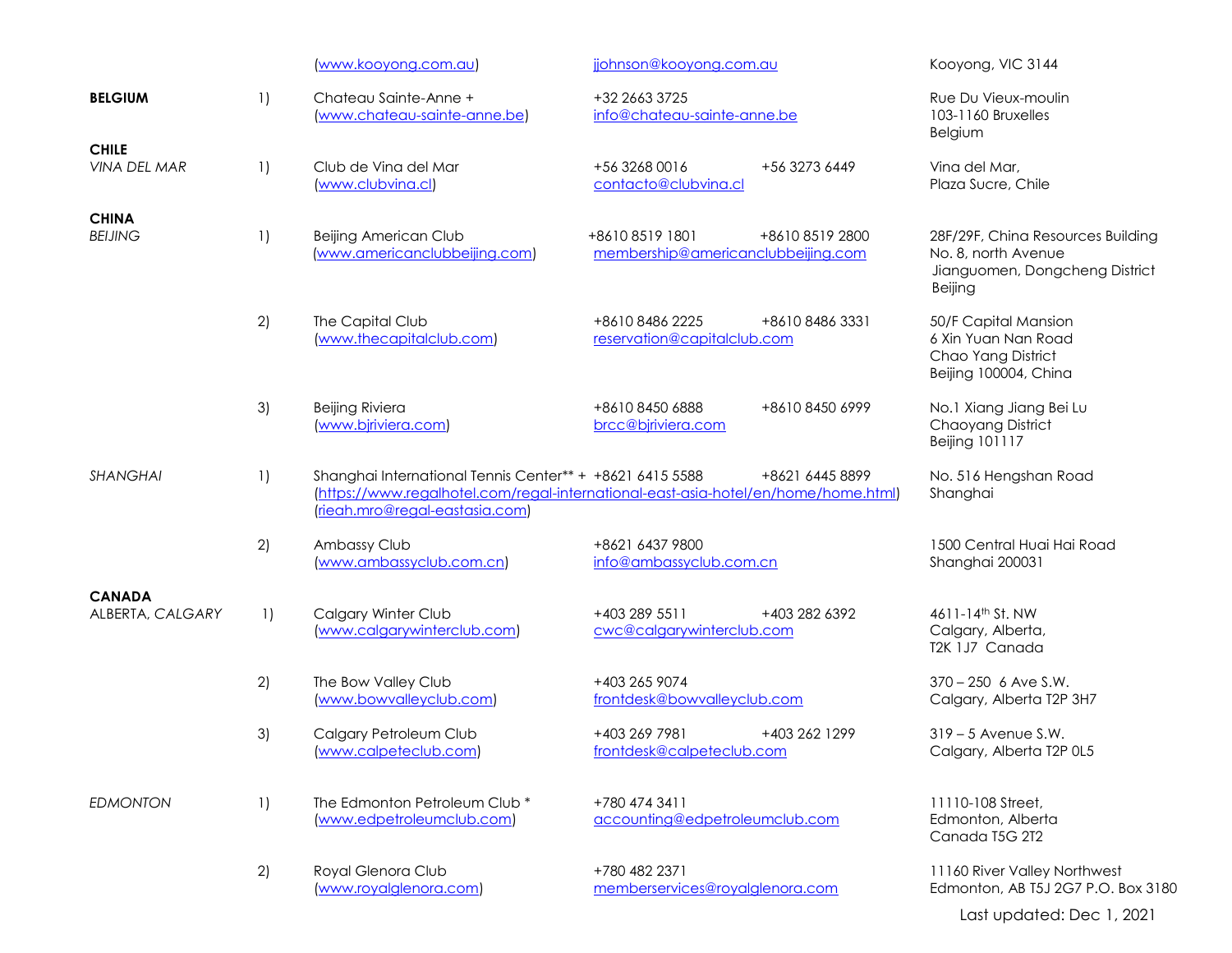| | | | | | |
|---|---|---|---|---|---|
| | | (www.kooyong.com.au) | jjohnson@kooyong.com.au | | Kooyong, VIC 3144 |
| **BELGIUM** | 1) | Chateau Sainte-Anne + (www.chateau-sainte-anne.be) | +32 2663 3725 info@chateau-sainte-anne.be | | Rue Du Vieux-moulin 103-1160 Bruxelles Belgium |
| **CHILE** *VINA DEL MAR* | 1) | Club de Vina del Mar (www.clubvina.cl) | +56 3268 0016 contacto@clubvina.cl | +56 3273 6449 | Vina del Mar, Plaza Sucre, Chile |
| **CHINA** *BEIJING* | 1) | Beijing American Club (www.americanclubbeijing.com) | +8610 8519 1801 membership@americanclubbeijing.com | +8610 8519 2800 | 28F/29F, China Resources Building No. 8, north Avenue Jianguomen, Dongcheng District Beijing |
| | 2) | The Capital Club (www.thecapitalclub.com) | +8610 8486 2225 reservation@capitalclub.com | +8610 8486 3331 | 50/F Capital Mansion 6 Xin Yuan Nan Road Chao Yang District Beijing 100004, China |
| | 3) | Beijing Riviera (www.bjriviera.com) | +8610 8450 6888 brcc@bjriviera.com | +8610 8450 6999 | No.1 Xiang Jiang Bei Lu Chaoyang District Beijing 101117 |
| *SHANGHAI* | 1) | Shanghai International Tennis Center** + (https://www.regalhotel.com/regal-international-east-asia-hotel/en/home/home.html) (rieah.mro@regal-eastasia.com) | +8621 6415 5588 | +8621 6445 8899 | No. 516 Hengshan Road Shanghai |
| | 2) | Ambassy Club (www.ambassyclub.com.cn) | +8621 6437 9800 info@ambassyclub.com.cn | | 1500 Central Huai Hai Road Shanghai 200031 |
| **CANADA** ALBERTA, *CALGARY* | 1) | Calgary Winter Club (www.calgarywinterclub.com) | +403 289 5511 cwc@calgarywinterclub.com | +403 282 6392 | 4611-14th St. NW Calgary, Alberta, T2K 1J7 Canada |
| | 2) | The Bow Valley Club (www.bowvalleyclub.com) | +403 265 9074 frontdesk@bowvalleyclub.com | | 370 – 250 6 Ave S.W. Calgary, Alberta T2P 3H7 |
| | 3) | Calgary Petroleum Club (www.calpeteclub.com) | +403 269 7981 frontdesk@calpeteclub.com | +403 262 1299 | 319 – 5 Avenue S.W. Calgary, Alberta T2P 0L5 |
| *EDMONTON* | 1) | The Edmonton Petroleum Club * (www.edpetroleumclub.com) | +780 474 3411 accounting@edpetroleumclub.com | | 11110-108 Street, Edmonton, Alberta Canada T5G 2T2 |
| | 2) | Royal Glenora Club (www.royalglenora.com) | +780 482 2371 memberservices@royalglenora.com | | 11160 River Valley Northwest Edmonton, AB T5J 2G7 P.O. Box 3180 |

Last updated: Dec 1, 2021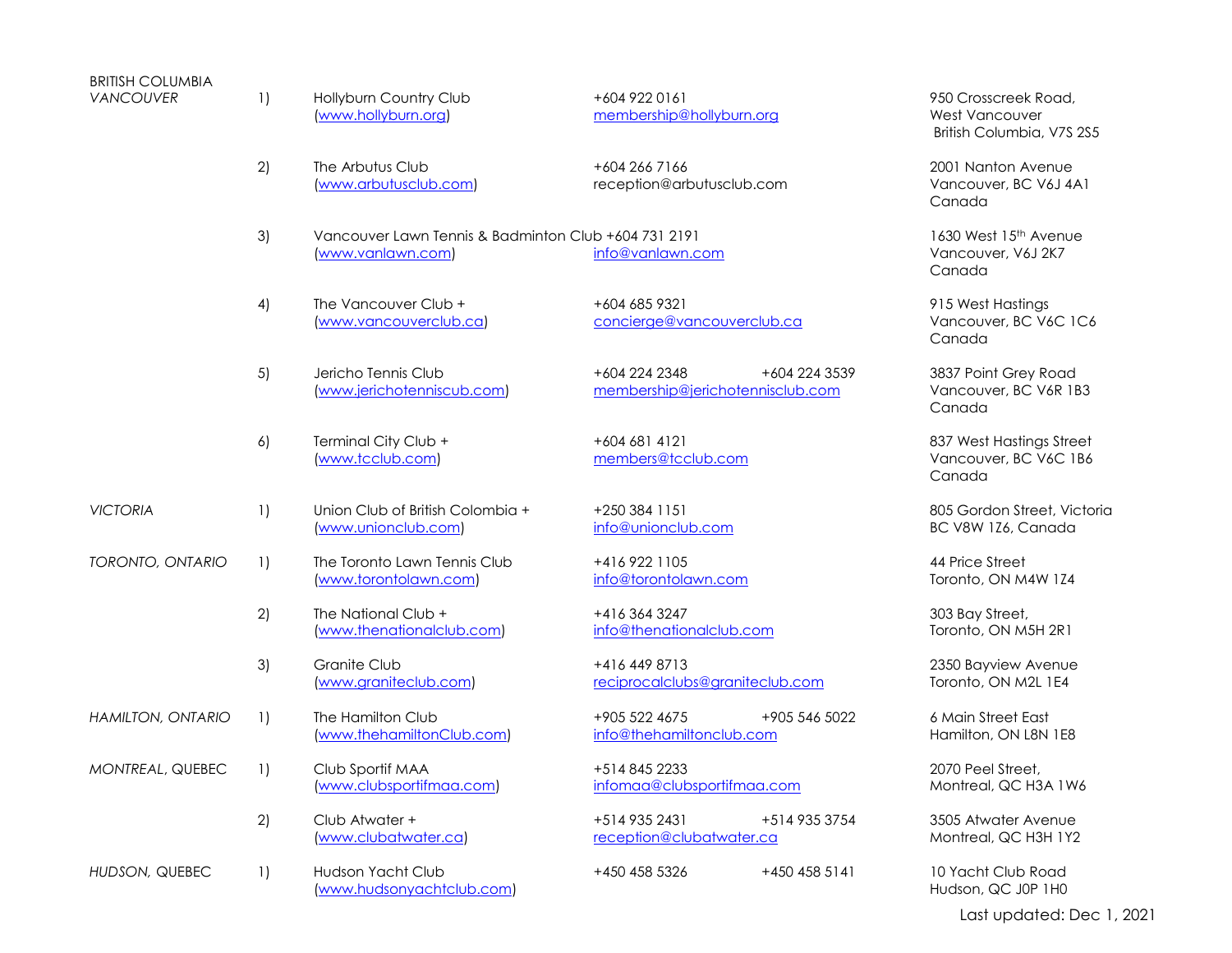| | | | | |
|---|---|---|---|---|
| BRITISH COLUMBIA<br>*VANCOUVER* | 1) | Hollyburn Country Club<br>(www.hollyburn.org) | +604 922 0161<br>membership@hollyburn.org | 950 Crosscreek Road,<br>West Vancouver<br>British Columbia, V7S 2S5 |
| | 2) | The Arbutus Club<br>(www.arbutusclub.com) | +604 266 7166<br>reception@arbutusclub.com | 2001 Nanton Avenue<br>Vancouver, BC V6J 4A1<br>Canada |
| | 3) | Vancouver Lawn Tennis & Badminton Club<br>(www.vanlawn.com) | +604 731 2191<br>info@vanlawn.com | 1630 West 15th Avenue<br>Vancouver, V6J 2K7<br>Canada |
| | 4) | The Vancouver Club +<br>(www.vancouverclub.ca) | +604 685 9321<br>concierge@vancouverclub.ca | 915 West Hastings<br>Vancouver, BC V6C 1C6<br>Canada |
| | 5) | Jericho Tennis Club<br>(www.jerichotenniscub.com) | +604 224 2348 +604 224 3539<br>membership@jerichotennisclub.com | 3837 Point Grey Road<br>Vancouver, BC V6R 1B3<br>Canada |
| | 6) | Terminal City Club +<br>(www.tcclub.com) | +604 681 4121<br>members@tcclub.com | 837 West Hastings Street<br>Vancouver, BC V6C 1B6<br>Canada |
| *VICTORIA* | 1) | Union Club of British Colombia +<br>(www.unionclub.com) | +250 384 1151<br>info@unionclub.com | 805 Gordon Street, Victoria<br>BC V8W 1Z6, Canada |
| *TORONTO, ONTARIO* | 1) | The Toronto Lawn Tennis Club<br>(www.torontolawn.com) | +416 922 1105<br>info@torontolawn.com | 44 Price Street<br>Toronto, ON M4W 1Z4 |
| | 2) | The National Club +<br>(www.thenationalclub.com) | +416 364 3247<br>info@thenationalclub.com | 303 Bay Street,<br>Toronto, ON M5H 2R1 |
| | 3) | Granite Club<br>(www.graniteclub.com) | +416 449 8713<br>reciprocalclubs@graniteclub.com | 2350 Bayview Avenue<br>Toronto, ON M2L 1E4 |
| *HAMILTON, ONTARIO* | 1) | The Hamilton Club<br>(www.thehamiltonClub.com) | +905 522 4675 +905 546 5022<br>info@thehamiltonclub.com | 6 Main Street East<br>Hamilton, ON L8N 1E8 |
| *MONTREAL*, QUEBEC | 1) | Club Sportif MAA<br>(www.clubsportifmaa.com) | +514 845 2233<br>infomaa@clubsportifmaa.com | 2070 Peel Street,<br>Montreal, QC H3A 1W6 |
| | 2) | Club Atwater +<br>(www.clubatwater.ca) | +514 935 2431 +514 935 3754<br>reception@clubatwater.ca | 3505 Atwater Avenue<br>Montreal, QC H3H 1Y2 |
| *HUDSON*, QUEBEC | 1) | Hudson Yacht Club<br>(www.hudsonyachtclub.com) | +450 458 5326 +450 458 5141 | 10 Yacht Club Road<br>Hudson, QC J0P 1H0 |

Last updated: Dec 1, 2021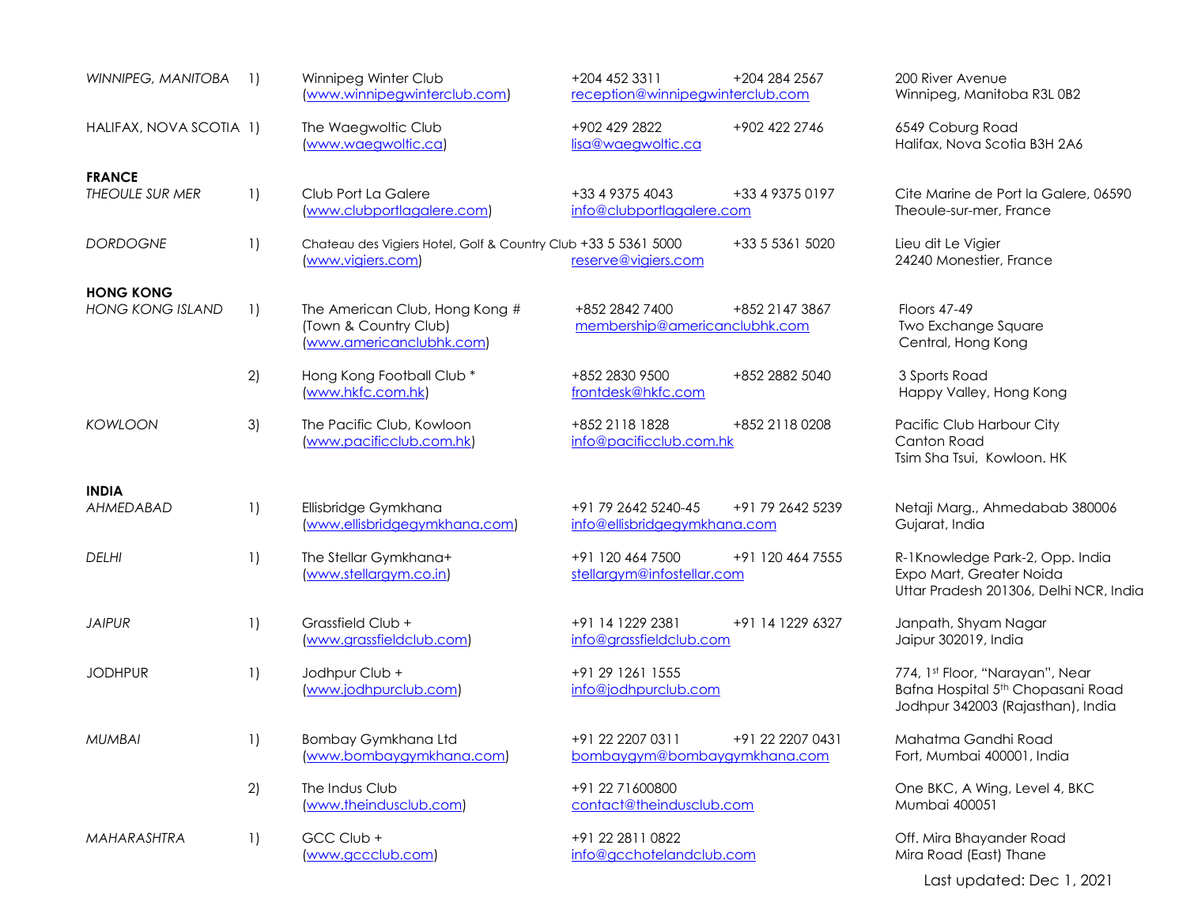| | | | | | |
|---|---|---|---|---|---|
| *WINNIPEG, MANITOBA* | 1) | Winnipeg Winter Club<br>(www.winnipegwinterclub.com) | +204 452 3311<br>reception@winnipegwinterclub.com | +204 284 2567 | 200 River Avenue<br>Winnipeg, Manitoba R3L 0B2 |
| HALIFAX, NOVA SCOTIA | 1) | The Waegwoltic Club<br>(www.waegwoltic.ca) | +902 429 2822<br>lisa@waegwoltic.ca | +902 422 2746 | 6549 Coburg Road<br>Halifax, Nova Scotia B3H 2A6 |
| **FRANCE** | | | | | |
| *THEOULE SUR MER* | 1) | Club Port La Galere<br>(www.clubportlagalere.com) | +33 4 9375 4043<br>info@clubportlagalere.com | +33 4 9375 0197 | Cite Marine de Port la Galere, 06590<br>Theoule-sur-mer, France |
| *DORDOGNE* | 1) | Chateau des Vigiers Hotel, Golf & Country Club<br>(www.vigiers.com) | +33 5 5361 5000<br>reserve@vigiers.com | +33 5 5361 5020 | Lieu dit Le Vigier<br>24240 Monestier, France |
| **HONG KONG** | | | | | |
| *HONG KONG ISLAND* | 1) | The American Club, Hong Kong #<br>(Town & Country Club)<br>(www.americanclubhk.com) | +852 2842 7400<br>membership@americanclubhk.com | +852 2147 3867 | Floors 47-49<br>Two Exchange Square<br>Central, Hong Kong |
| | 2) | Hong Kong Football Club *<br>(www.hkfc.com.hk) | +852 2830 9500<br>frontdesk@hkfc.com | +852 2882 5040 | 3 Sports Road<br>Happy Valley, Hong Kong |
| *KOWLOON* | 3) | The Pacific Club, Kowloon<br>(www.pacificclub.com.hk) | +852 2118 1828<br>info@pacificclub.com.hk | +852 2118 0208 | Pacific Club Harbour City<br>Canton Road<br>Tsim Sha Tsui, Kowloon. HK |
| **INDIA** | | | | | |
| *AHMEDABAD* | 1) | Ellisbridge Gymkhana<br>(www.ellisbridgegymkhana.com) | +91 79 2642 5240-45<br>info@ellisbridgegymkhana.com | +91 79 2642 5239 | Netaji Marg., Ahmedabad 380006<br>Gujarat, India |
| *DELHI* | 1) | The Stellar Gymkhana+<br>(www.stellargym.co.in) | +91 120 464 7500<br>stellargym@infostellar.com | +91 120 464 7555 | R-1Knowledge Park-2, Opp. India<br>Expo Mart, Greater Noida<br>Uttar Pradesh 201306, Delhi NCR, India |
| *JAIPUR* | 1) | Grassfield Club +<br>(www.grassfieldclub.com) | +91 14 1229 2381<br>info@grassfieldclub.com | +91 14 1229 6327 | Janpath, Shyam Nagar<br>Jaipur 302019, India |
| JODHPUR | 1) | Jodhpur Club +<br>(www.jodhpurclub.com) | +91 29 1261 1555<br>info@jodhpurclub.com | | 774, 1st Floor, "Narayan", Near<br>Bafna Hospital 5th Chopasani Road<br>Jodhpur 342003 (Rajasthan), India |
| *MUMBAI* | 1) | Bombay Gymkhana Ltd<br>(www.bombaygymkhana.com) | +91 22 2207 0311<br>bombaygym@bombaygymkhana.com | +91 22 2207 0431 | Mahatma Gandhi Road<br>Fort, Mumbai 400001, India |
| | 2) | The Indus Club<br>(www.theindusclub.com) | +91 22 71600800<br>contact@theindusclub.com | | One BKC, A Wing, Level 4, BKC<br>Mumbai 400051 |
| *MAHARASHTRA* | 1) | GCC Club +<br>(www.gccclub.com) | +91 22 2811 0822<br>info@gcchotelandclub.com | | Off. Mira Bhayander Road<br>Mira Road (East) Thane |

Last updated: Dec 1, 2021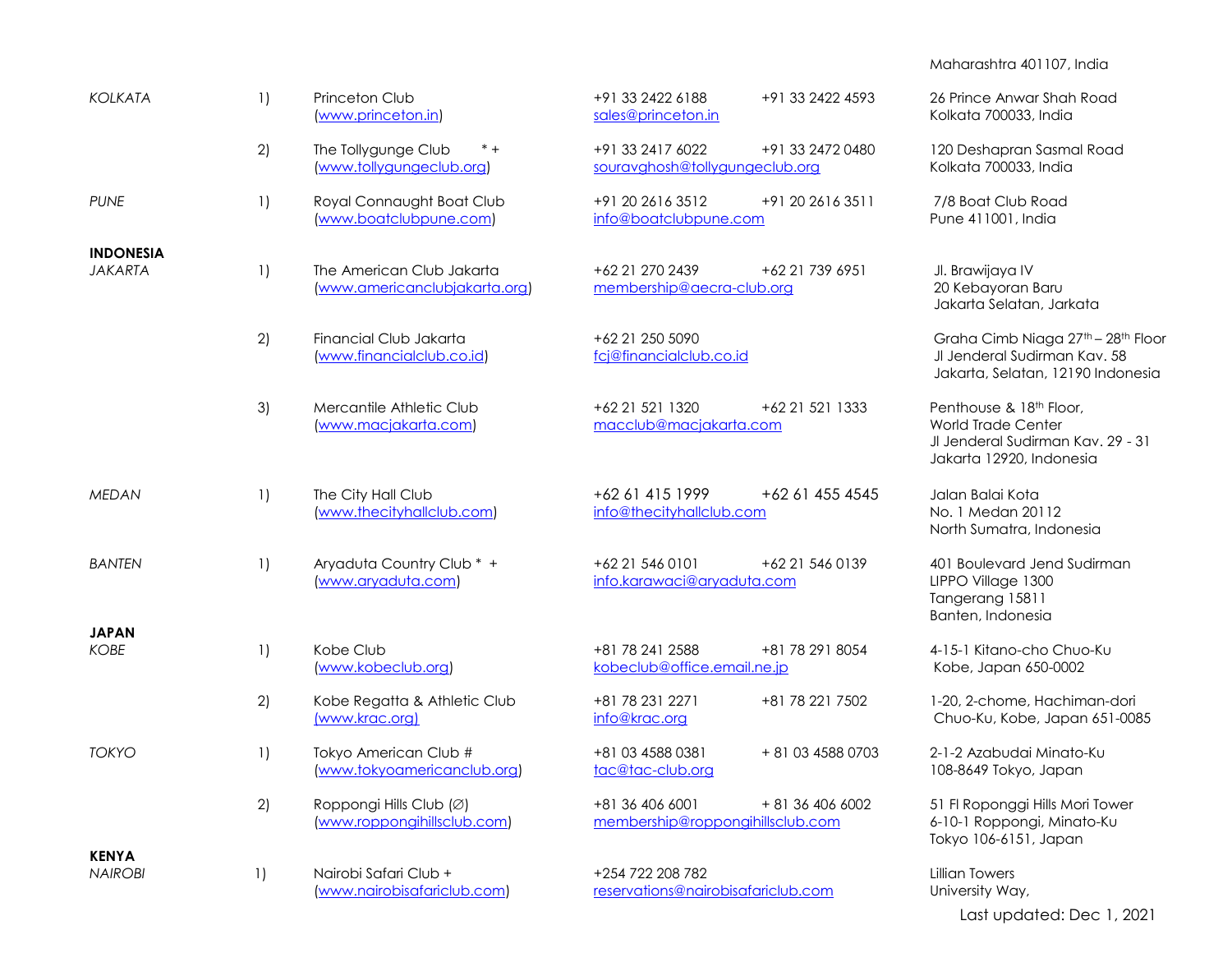Maharashtra 401107, India

| | | | | | |
|---|---|---|---|---|---|
| *KOLKATA* | 1) | Princeton Club (www.princeton.in) | +91 33 2422 6188 sales@princeton.in | +91 33 2422 4593 | 26 Prince Anwar Shah Road Kolkata 700033, India |
| | 2) | The Tollygunge Club * + (www.tollygungeclub.org) | +91 33 2417 6022 souravghosh@tollygungeclub.org | +91 33 2472 0480 | 120 Deshapran Sasmal Road Kolkata 700033, India |
| *PUNE* | 1) | Royal Connaught Boat Club (www.boatclubpune.com) | +91 20 2616 3512 info@boatclubpune.com | +91 20 2616 3511 | 7/8 Boat Club Road Pune 411001, India |
| **INDONESIA** | | | | | |
| *JAKARTA* | 1) | The American Club Jakarta (www.americanclubjakarta.org) | +62 21 270 2439 membership@aecra-club.org | +62 21 739 6951 | Jl. Brawijaya IV 20 Kebayoran Baru Jakarta Selatan, Jarkata |
| | 2) | Financial Club Jakarta (www.financialclub.co.id) | +62 21 250 5090 fcj@financialclub.co.id | | Graha Cimb Niaga 27th – 28th Floor Jl Jenderal Sudirman Kav. 58 Jakarta, Selatan, 12190 Indonesia |
| | 3) | Mercantile Athletic Club (www.macjakarta.com) | +62 21 521 1320 macclub@macjakarta.com | +62 21 521 1333 | Penthouse & 18th Floor, World Trade Center Jl Jenderal Sudirman Kav. 29 - 31 Jakarta 12920, Indonesia |
| *MEDAN* | 1) | The City Hall Club (www.thecityhallclub.com) | +62 61 415 1999 info@thecityhallclub.com | +62 61 455 4545 | Jalan Balai Kota No. 1 Medan 20112 North Sumatra, Indonesia |
| *BANTEN* | 1) | Aryaduta Country Club * + (www.aryaduta.com) | +62 21 546 0101 info.karawaci@aryaduta.com | +62 21 546 0139 | 401 Boulevard Jend Sudirman LIPPO Village 1300 Tangerang 15811 Banten, Indonesia |
| **JAPAN** | | | | | |
| *KOBE* | 1) | Kobe Club (www.kobeclub.org) | +81 78 241 2588 kobeclub@office.email.ne.jp | +81 78 291 8054 | 4-15-1 Kitano-cho Chuo-Ku Kobe, Japan 650-0002 |
| | 2) | Kobe Regatta & Athletic Club (www.krac.org) | +81 78 231 2271 info@krac.org | +81 78 221 7502 | 1-20, 2-chome, Hachiman-dori Chuo-Ku, Kobe, Japan 651-0085 |
| *TOKYO* | 1) | Tokyo American Club # (www.tokyoamericanclub.org) | +81 03 4588 0381 tac@tac-club.org | + 81 03 4588 0703 | 2-1-2 Azabudai Minato-Ku 108-8649 Tokyo, Japan |
| | 2) | Roppongi Hills Club (∅) (www.roppongihillsclub.com) | +81 36 406 6001 membership@roppongihillsclub.com | + 81 36 406 6002 | 51 Fl Roponggi Hills Mori Tower 6-10-1 Roppongi, Minato-Ku Tokyo 106-6151, Japan |
| **KENYA** | | | | | |
| *NAIROBI* | 1) | Nairobi Safari Club + (www.nairobisafariclub.com) | +254 722 208 782 reservations@nairobisafariclub.com | | Lillian Towers University Way, |

Last updated: Dec 1, 2021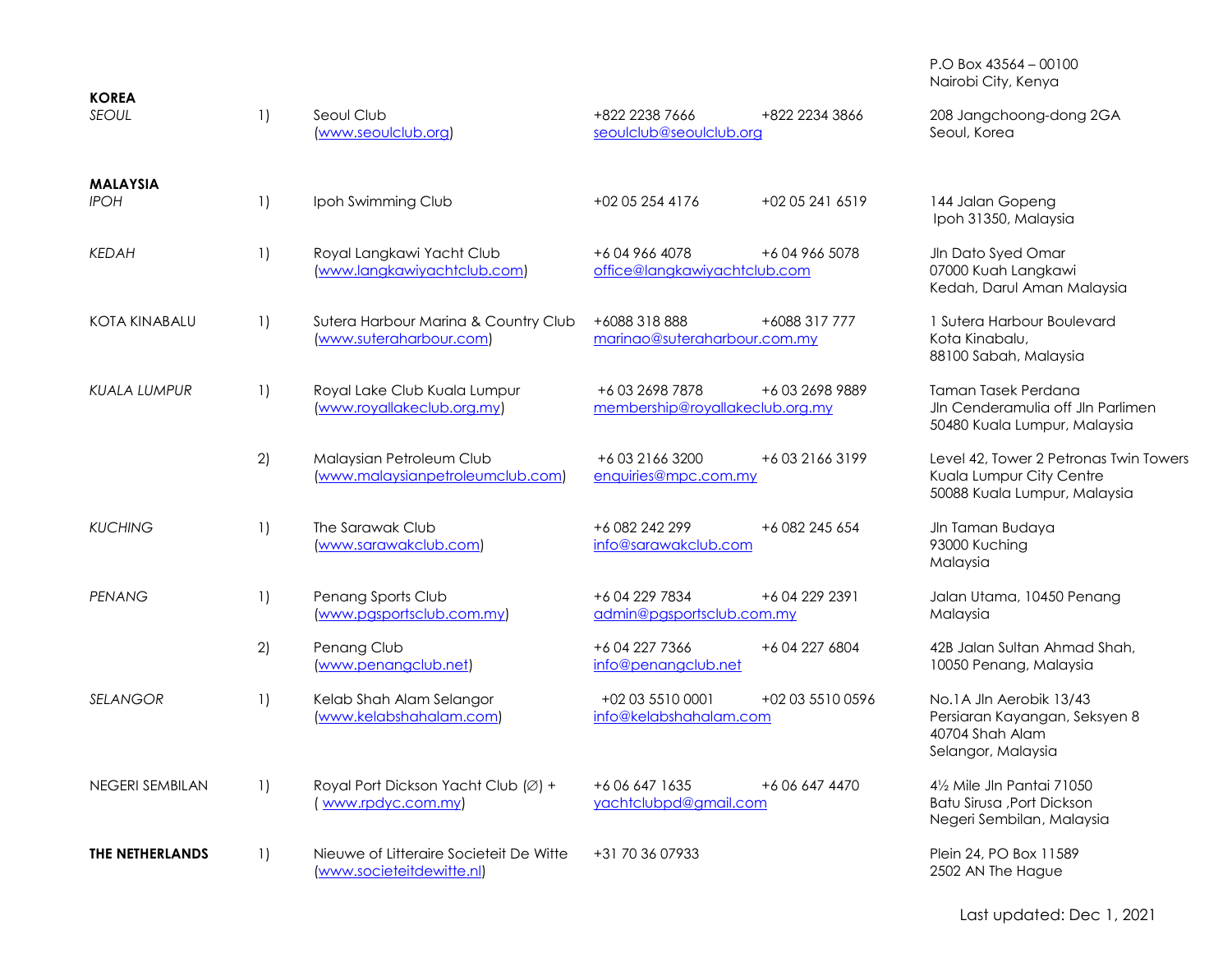P.O Box 43564 – 00100
Nairobi City, Kenya

| Country / City | No. | Club | Phone / Email | Fax | Address |
|---|---|---|---|---|---|
| **KOREA** | | | | | |
| *SEOUL* | 1) | Seoul Club<br>(www.seoulclub.org) | +822 2238 7666<br>seoulclub@seoulclub.org | +822 2234 3866 | 208 Jangchoong-dong 2GA<br>Seoul, Korea |
| **MALAYSIA** | | | | | |
| *IPOH* | 1) | Ipoh Swimming Club | +02 05 254 4176 | +02 05 241 6519 | 144 Jalan Gopeng<br>Ipoh 31350, Malaysia |
| *KEDAH* | 1) | Royal Langkawi Yacht Club<br>(www.langkawiyachtclub.com) | +6 04 966 4078<br>office@langkawiyachtclub.com | +6 04 966 5078 | Jln Dato Syed Omar<br>07000 Kuah Langkawi<br>Kedah, Darul Aman Malaysia |
| KOTA KINABALU | 1) | Sutera Harbour Marina & Country Club<br>(www.suteraharbour.com) | +6088 318 888<br>marinao@suteraharbour.com.my | +6088 317 777 | 1 Sutera Harbour Boulevard<br>Kota Kinabalu,<br>88100 Sabah, Malaysia |
| *KUALA LUMPUR* | 1) | Royal Lake Club Kuala Lumpur<br>(www.royallakeclub.org.my) | +6 03 2698 7878<br>membership@royallakeclub.org.my | +6 03 2698 9889 | Taman Tasek Perdana<br>Jln Cenderamulia off Jln Parlimen<br>50480 Kuala Lumpur, Malaysia |
| | 2) | Malaysian Petroleum Club<br>(www.malaysianpetroleumclub.com) | +6 03 2166 3200<br>enquiries@mpc.com.my | +6 03 2166 3199 | Level 42, Tower 2 Petronas Twin Towers<br>Kuala Lumpur City Centre<br>50088 Kuala Lumpur, Malaysia |
| *KUCHING* | 1) | The Sarawak Club<br>(www.sarawakclub.com) | +6 082 242 299<br>info@sarawakclub.com | +6 082 245 654 | Jln Taman Budaya<br>93000 Kuching<br>Malaysia |
| *PENANG* | 1) | Penang Sports Club<br>(www.pgsportsclub.com.my) | +6 04 229 7834<br>admin@pgsportsclub.com.my | +6 04 229 2391 | Jalan Utama, 10450 Penang<br>Malaysia |
| | 2) | Penang Club<br>(www.penangclub.net) | +6 04 227 7366<br>info@penangclub.net | +6 04 227 6804 | 42B Jalan Sultan Ahmad Shah,<br>10050 Penang, Malaysia |
| *SELANGOR* | 1) | Kelab Shah Alam Selangor<br>(www.kelabshahalam.com) | +02 03 5510 0001<br>info@kelabshahalam.com | +02 03 5510 0596 | No.1A Jln Aerobik 13/43<br>Persiaran Kayangan, Seksyen 8<br>40704 Shah Alam<br>Selangor, Malaysia |
| NEGERI SEMBILAN | 1) | Royal Port Dickson Yacht Club (∅) +<br>( www.rpdyc.com.my) | +6 06 647 1635<br>yachtclubpd@gmail.com | +6 06 647 4470 | 4½ Mile Jln Pantai 71050<br>Batu Sirusa ,Port Dickson<br>Negeri Sembilan, Malaysia |
| **THE NETHERLANDS** | 1) | Nieuwe of Litteraire Societeit De Witte<br>(www.societeitdewitte.nl) | +31 70 36 07933 | | Plein 24, PO Box 11589<br>2502 AN The Hague |

Last updated: Dec 1, 2021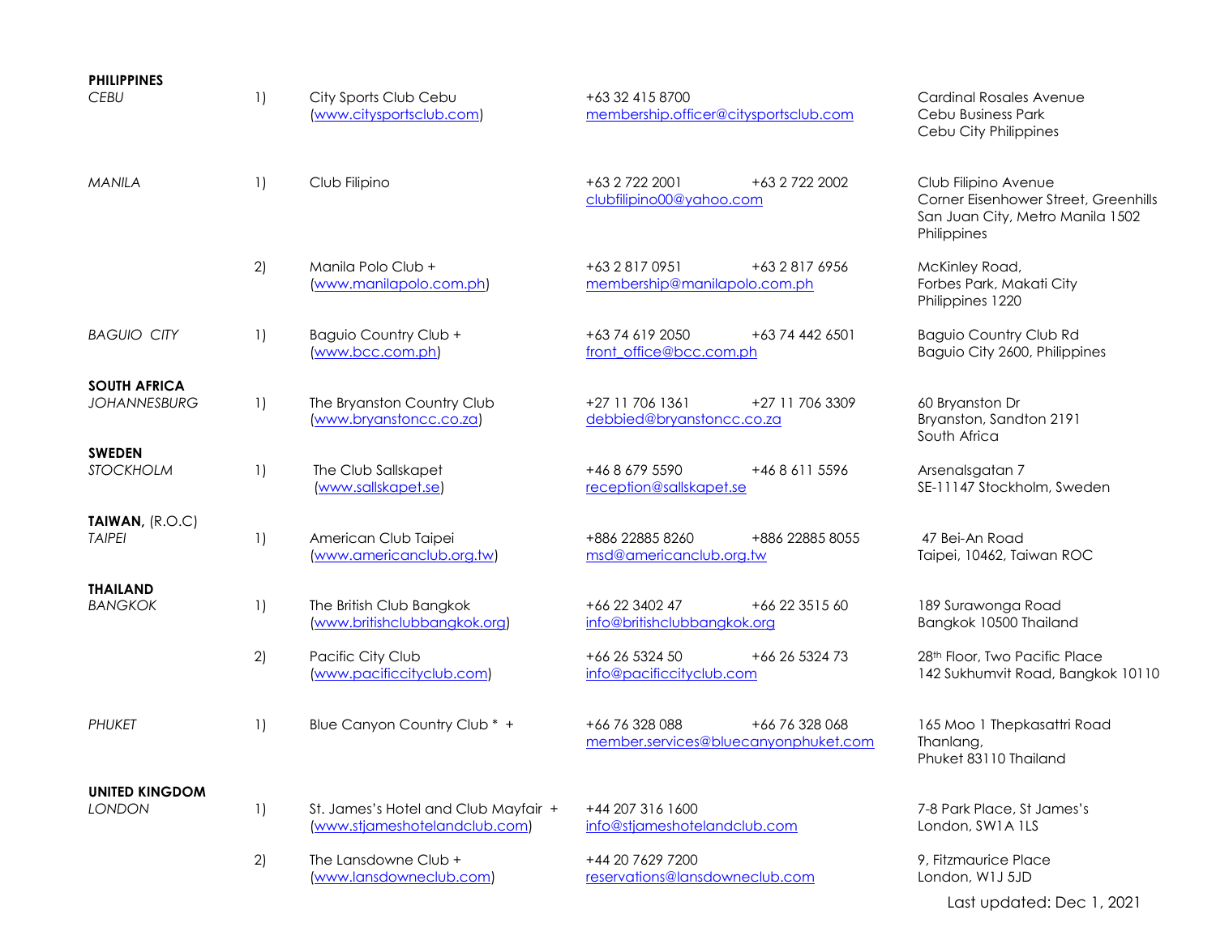| | | | | |
|---|---|---|---|---|
| **PHILIPPINES** | | | | |
| *CEBU* | 1) | City Sports Club Cebu (www.citysportsclub.com) | +63 32 415 8700 membership.officer@citysportsclub.com | Cardinal Rosales Avenue Cebu Business Park Cebu City Philippines |
| *MANILA* | 1) | Club Filipino | +63 2 722 2001 +63 2 722 2002 clubfilipino00@yahoo.com | Club Filipino Avenue Corner Eisenhower Street, Greenhills San Juan City, Metro Manila 1502 Philippines |
| | 2) | Manila Polo Club + (www.manilapolo.com.ph) | +63 2 817 0951 +63 2 817 6956 membership@manilapolo.com.ph | McKinley Road, Forbes Park, Makati City Philippines 1220 |
| *BAGUIO CITY* | 1) | Baguio Country Club + (www.bcc.com.ph) | +63 74 619 2050 +63 74 442 6501 front_office@bcc.com.ph | Baguio Country Club Rd Baguio City 2600, Philippines |
| **SOUTH AFRICA** | | | | |
| *JOHANNESBURG* | 1) | The Bryanston Country Club (www.bryanstoncc.co.za) | +27 11 706 1361 +27 11 706 3309 debbied@bryanstoncc.co.za | 60 Bryanston Dr Bryanston, Sandton 2191 South Africa |
| **SWEDEN** | | | | |
| *STOCKHOLM* | 1) | The Club Sallskapet (www.sallskapet.se) | +46 8 679 5590 +46 8 611 5596 reception@sallskapet.se | Arsenalsgatan 7 SE-11147 Stockholm, Sweden |
| **TAIWAN,** (R.O.C) | | | | |
| *TAIPEI* | 1) | American Club Taipei (www.americanclub.org.tw) | +886 22885 8260 +886 22885 8055 msd@americanclub.org.tw | 47 Bei-An Road Taipei, 10462, Taiwan ROC |
| **THAILAND** | | | | |
| *BANGKOK* | 1) | The British Club Bangkok (www.britishclubbangkok.org) | +66 22 3402 47 +66 22 3515 60 info@britishclubbangkok.org | 189 Surawonga Road Bangkok 10500 Thailand |
| | 2) | Pacific City Club (www.pacificcityclub.com) | +66 26 5324 50 +66 26 5324 73 info@pacificcityclub.com | 28th Floor, Two Pacific Place 142 Sukhumvit Road, Bangkok 10110 |
| *PHUKET* | 1) | Blue Canyon Country Club * + | +66 76 328 088 +66 76 328 068 member.services@bluecanyonphuket.com | 165 Moo 1 Thepkasattri Road Thanlang, Phuket 83110 Thailand |
| **UNITED KINGDOM** | | | | |
| *LONDON* | 1) | St. James's Hotel and Club Mayfair + (www.stjameshotelandclub.com) | +44 207 316 1600 info@stjameshotelandclub.com | 7-8 Park Place, St James's London, SW1A 1LS |
| | 2) | The Lansdowne Club + (www.lansdowneclub.com) | +44 20 7629 7200 reservations@lansdowneclub.com | 9, Fitzmaurice Place London, W1J 5JD |

Last updated: Dec 1, 2021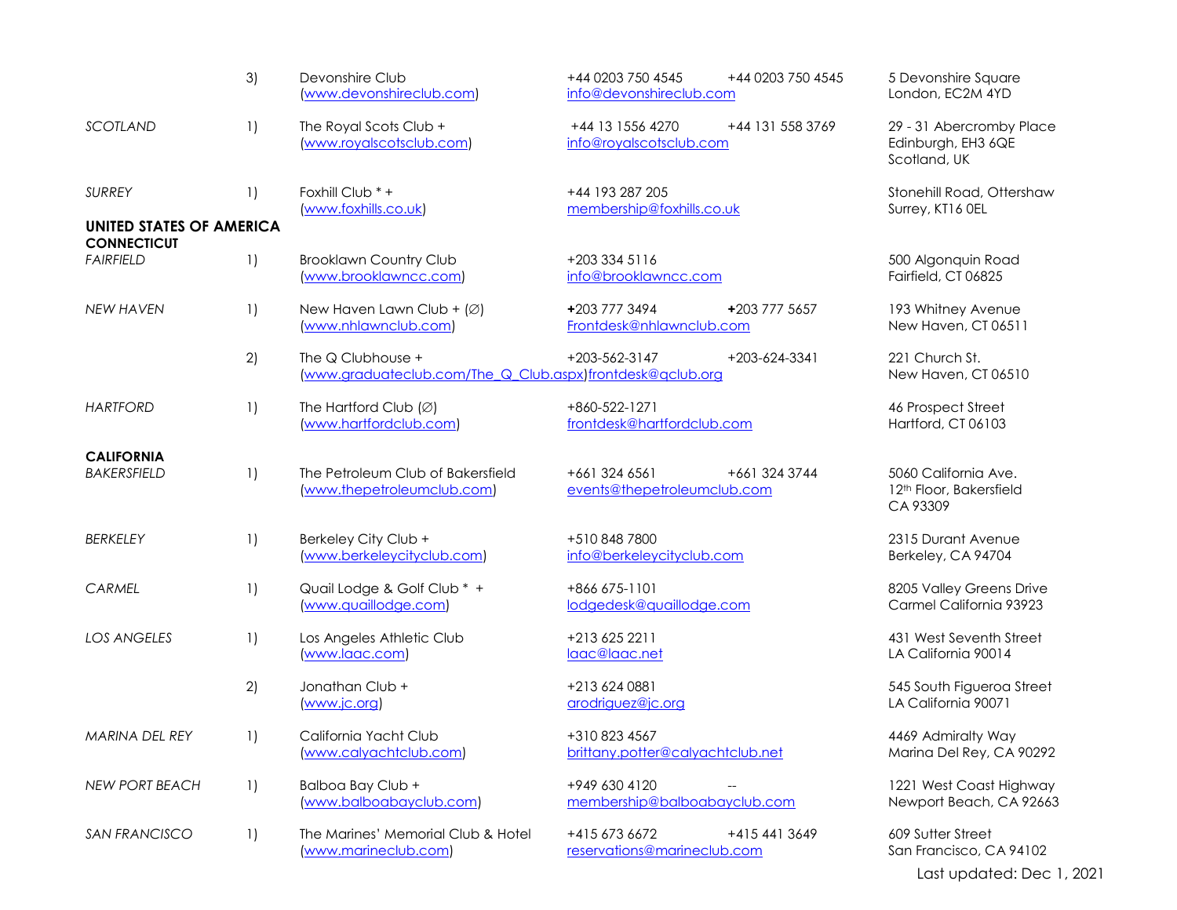| | | | | | |
|---|---|---|---|---|---|
| | 3) | Devonshire Club<br>(www.devonshireclub.com) | +44 0203 750 4545<br>info@devonshireclub.com | +44 0203 750 4545 | 5 Devonshire Square<br>London, EC2M 4YD |
| *SCOTLAND* | 1) | The Royal Scots Club +<br>(www.royalscotsclub.com) | +44 13 1556 4270<br>info@royalscotsclub.com | +44 131 558 3769 | 29 - 31 Abercromby Place<br>Edinburgh, EH3 6QE<br>Scotland, UK |
| *SURREY* | 1) | Foxhill Club * +<br>(www.foxhills.co.uk) | +44 193 287 205<br>membership@foxhills.co.uk | | Stonehill Road, Ottershaw<br>Surrey, KT16 0EL |
| **UNITED STATES OF AMERICA** | | | | | |
| **CONNECTICUT** | | | | | |
| *FAIRFIELD* | 1) | Brooklawn Country Club<br>(www.brooklawncc.com) | +203 334 5116<br>info@brooklawncc.com | | 500 Algonquin Road<br>Fairfield, CT 06825 |
| *NEW HAVEN* | 1) | New Haven Lawn Club + (∅)<br>(www.nhlawnclub.com) | **+**203 777 3494<br>Frontdesk@nhlawnclub.com | **+**203 777 5657 | 193 Whitney Avenue<br>New Haven, CT 06511 |
| | 2) | The Q Clubhouse +<br>(www.graduateclub.com/The_Q_Club.aspx) | +203-562-3147<br>frontdesk@qclub.org | +203-624-3341 | 221 Church St.<br>New Haven, CT 06510 |
| *HARTFORD* | 1) | The Hartford Club (∅)<br>(www.hartfordclub.com) | +860-522-1271<br>frontdesk@hartfordclub.com | | 46 Prospect Street<br>Hartford, CT 06103 |
| **CALIFORNIA** | | | | | |
| *BAKERSFIELD* | 1) | The Petroleum Club of Bakersfield<br>(www.thepetroleumclub.com) | +661 324 6561<br>events@thepetroleumclub.com | +661 324 3744 | 5060 California Ave.<br>12th Floor, Bakersfield<br>CA 93309 |
| *BERKELEY* | 1) | Berkeley City Club +<br>(www.berkeleycityclub.com) | +510 848 7800<br>info@berkeleycityclub.com | | 2315 Durant Avenue<br>Berkeley, CA 94704 |
| *CARMEL* | 1) | Quail Lodge & Golf Club * +<br>(www.quaillodge.com) | +866 675-1101<br>lodgedesk@quaillodge.com | | 8205 Valley Greens Drive<br>Carmel California 93923 |
| *LOS ANGELES* | 1) | Los Angeles Athletic Club<br>(www.laac.com) | +213 625 2211<br>laac@laac.net | | 431 West Seventh Street<br>LA California 90014 |
| | 2) | Jonathan Club +<br>(www.jc.org) | +213 624 0881<br>arodriguez@jc.org | | 545 South Figueroa Street<br>LA California 90071 |
| *MARINA DEL REY* | 1) | California Yacht Club<br>(www.calyachtclub.com) | +310 823 4567<br>brittany.potter@calyachtclub.net | | 4469 Admiralty Way<br>Marina Del Rey, CA 90292 |
| *NEW PORT BEACH* | 1) | Balboa Bay Club +<br>(www.balboabayclub.com) | +949 630 4120<br>membership@balboabayclub.com | -- | 1221 West Coast Highway<br>Newport Beach, CA 92663 |
| *SAN FRANCISCO* | 1) | The Marines' Memorial Club & Hotel<br>(www.marineclub.com) | +415 673 6672<br>reservations@marineclub.com | +415 441 3649 | 609 Sutter Street<br>San Francisco, CA 94102 |

Last updated: Dec 1, 2021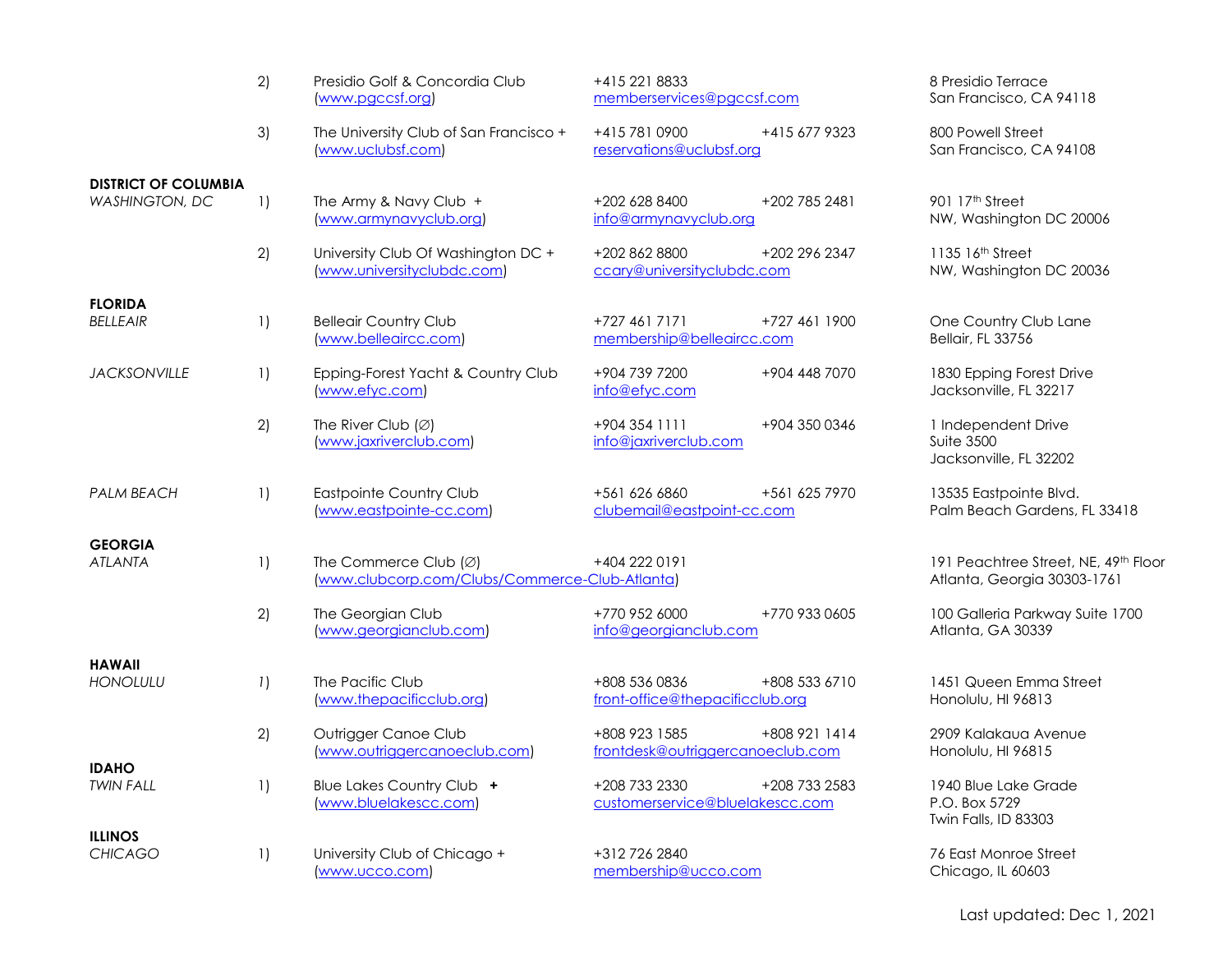| | | | | | |
|---|---|---|---|---|---|
| | 2) | Presidio Golf & Concordia Club (www.pgccsf.org) | +415 221 8833 memberservices@pgccsf.com | | 8 Presidio Terrace San Francisco, CA 94118 |
| | 3) | The University Club of San Francisco + (www.uclubsf.com) | +415 781 0900 reservations@uclubsf.org | +415 677 9323 | 800 Powell Street San Francisco, CA 94108 |
| **DISTRICT OF COLUMBIA** | | | | | |
| *WASHINGTON, DC* | 1) | The Army & Navy Club + (www.armynavyclub.org) | +202 628 8400 info@armynavyclub.org | +202 785 2481 | 901 17th Street NW, Washington DC 20006 |
| | 2) | University Club Of Washington DC + (www.universityclubdc.com) | +202 862 8800 ccary@universityclubdc.com | +202 296 2347 | 1135 16th Street NW, Washington DC 20036 |
| **FLORIDA** | | | | | |
| *BELLEAIR* | 1) | Belleair Country Club (www.belleaircc.com) | +727 461 7171 membership@belleaircc.com | +727 461 1900 | One Country Club Lane Bellair, FL 33756 |
| *JACKSONVILLE* | 1) | Epping-Forest Yacht & Country Club (www.efyc.com) | +904 739 7200 info@efyc.com | +904 448 7070 | 1830 Epping Forest Drive Jacksonville, FL 32217 |
| | 2) | The River Club (∅) (www.jaxriverclub.com) | +904 354 1111 info@jaxriverclub.com | +904 350 0346 | 1 Independent Drive Suite 3500 Jacksonville, FL 32202 |
| *PALM BEACH* | 1) | Eastpointe Country Club (www.eastpointe-cc.com) | +561 626 6860 clubemail@eastpoint-cc.com | +561 625 7970 | 13535 Eastpointe Blvd. Palm Beach Gardens, FL 33418 |
| **GEORGIA** | | | | | |
| *ATLANTA* | 1) | The Commerce Club (∅) (www.clubcorp.com/Clubs/Commerce-Club-Atlanta) | +404 222 0191 | | 191 Peachtree Street, NE, 49th Floor Atlanta, Georgia 30303-1761 |
| | 2) | The Georgian Club (www.georgianclub.com) | +770 952 6000 info@georgianclub.com | +770 933 0605 | 100 Galleria Parkway Suite 1700 Atlanta, GA 30339 |
| **HAWAII** | | | | | |
| *HONOLULU* | *1)* | The Pacific Club (www.thepacificclub.org) | +808 536 0836 front-office@thepacificclub.org | +808 533 6710 | 1451 Queen Emma Street Honolulu, HI 96813 |
| | 2) | Outrigger Canoe Club (www.outriggercanoeclub.com) | +808 923 1585 frontdesk@outriggercanoeclub.com | +808 921 1414 | 2909 Kalakaua Avenue Honolulu, HI 96815 |
| **IDAHO** | | | | | |
| *TWIN FALL* | 1) | Blue Lakes Country Club **+** (www.bluelakescc.com) | +208 733 2330 customerservice@bluelakescc.com | +208 733 2583 | 1940 Blue Lake Grade P.O. Box 5729 Twin Falls, ID 83303 |
| **ILLINOS** | | | | | |
| *CHICAGO* | 1) | University Club of Chicago + (www.ucco.com) | +312 726 2840 membership@ucco.com | | 76 East Monroe Street Chicago, IL 60603 |

Last updated: Dec 1, 2021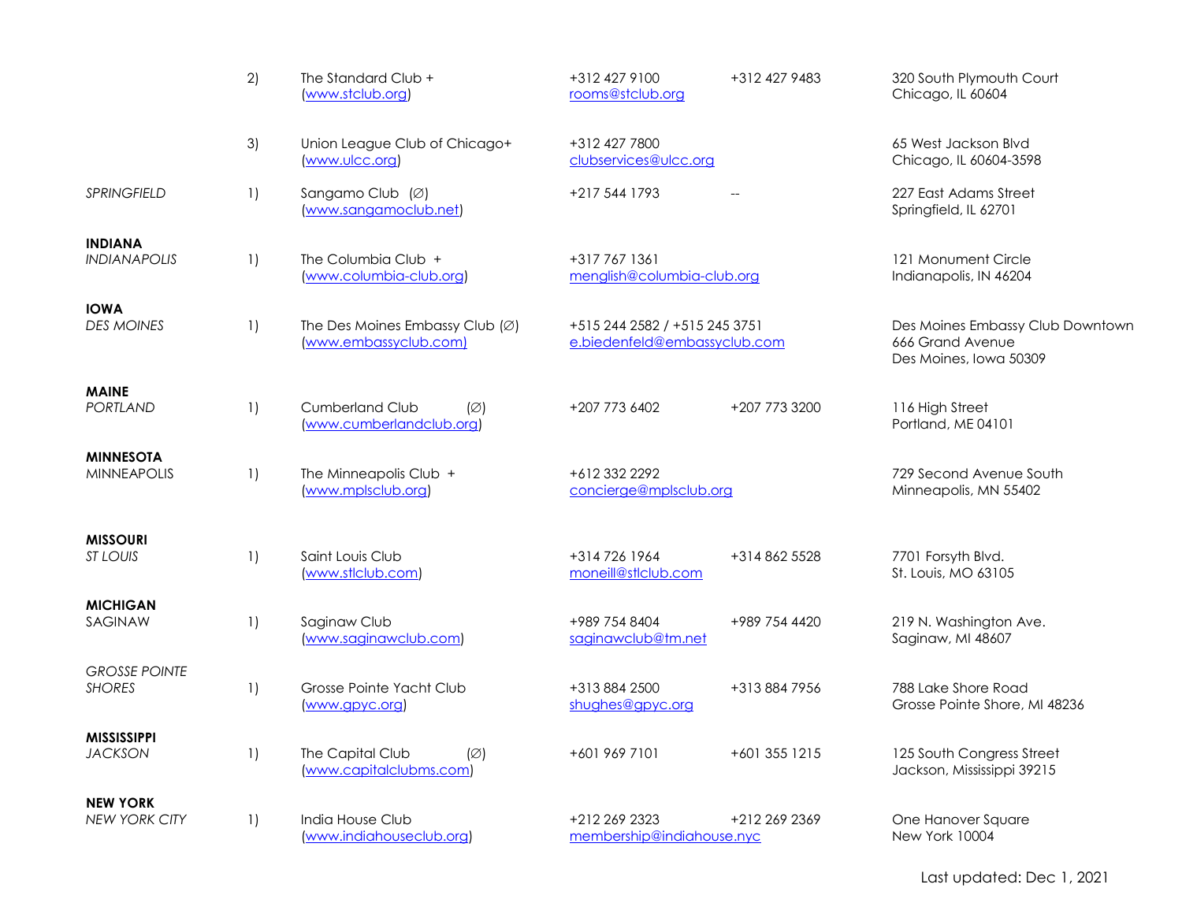| | | | | | |
|---|---|---|---|---|---|
| | 2) | The Standard Club +<br>(www.stclub.org) | +312 427 9100<br>rooms@stclub.org | +312 427 9483 | 320 South Plymouth Court<br>Chicago, IL 60604 |
| | 3) | Union League Club of Chicago+<br>(www.ulcc.org) | +312 427 7800<br>clubservices@ulcc.org | | 65 West Jackson Blvd<br>Chicago, IL 60604-3598 |
| *SPRINGFIELD* | 1) | Sangamo Club (∅)<br>(www.sangamoclub.net) | +217 544 1793 | -- | 227 East Adams Street<br>Springfield, IL 62701 |
| **INDIANA**<br>*INDIANAPOLIS* | 1) | The Columbia Club +<br>(www.columbia-club.org) | +317 767 1361<br>menglish@columbia-club.org | | 121 Monument Circle<br>Indianapolis, IN 46204 |
| **IOWA**<br>*DES MOINES* | 1) | The Des Moines Embassy Club (∅)<br>(www.embassyclub.com) | +515 244 2582 / +515 245 3751<br>e.biedenfeld@embassyclub.com | | Des Moines Embassy Club Downtown<br>666 Grand Avenue<br>Des Moines, Iowa 50309 |
| **MAINE**<br>*PORTLAND* | 1) | Cumberland Club (∅)<br>(www.cumberlandclub.org) | +207 773 6402 | +207 773 3200 | 116 High Street<br>Portland, ME 04101 |
| **MINNESOTA**<br>MINNEAPOLIS | 1) | The Minneapolis Club +<br>(www.mplsclub.org) | +612 332 2292<br>concierge@mplsclub.org | | 729 Second Avenue South<br>Minneapolis, MN 55402 |
| **MISSOURI**<br>*ST LOUIS* | 1) | Saint Louis Club<br>(www.stlclub.com) | +314 726 1964<br>moneill@stlclub.com | +314 862 5528 | 7701 Forsyth Blvd.<br>St. Louis, MO 63105 |
| **MICHIGAN**<br>SAGINAW | 1) | Saginaw Club<br>(www.saginawclub.com) | +989 754 8404<br>saginawclub@tm.net | +989 754 4420 | 219 N. Washington Ave.<br>Saginaw, MI 48607 |
| *GROSSE POINTE SHORES* | 1) | Grosse Pointe Yacht Club<br>(www.gpyc.org) | +313 884 2500<br>shughes@gpyc.org | +313 884 7956 | 788 Lake Shore Road<br>Grosse Pointe Shore, MI 48236 |
| **MISSISSIPPI**<br>*JACKSON* | 1) | The Capital Club (∅)<br>(www.capitalclubms.com) | +601 969 7101 | +601 355 1215 | 125 South Congress Street<br>Jackson, Mississippi 39215 |
| **NEW YORK**<br>*NEW YORK CITY* | 1) | India House Club<br>(www.indiahouseclub.org) | +212 269 2323<br>membership@indiahouse.nyc | +212 269 2369 | One Hanover Square<br>New York 10004 |

Last updated: Dec 1, 2021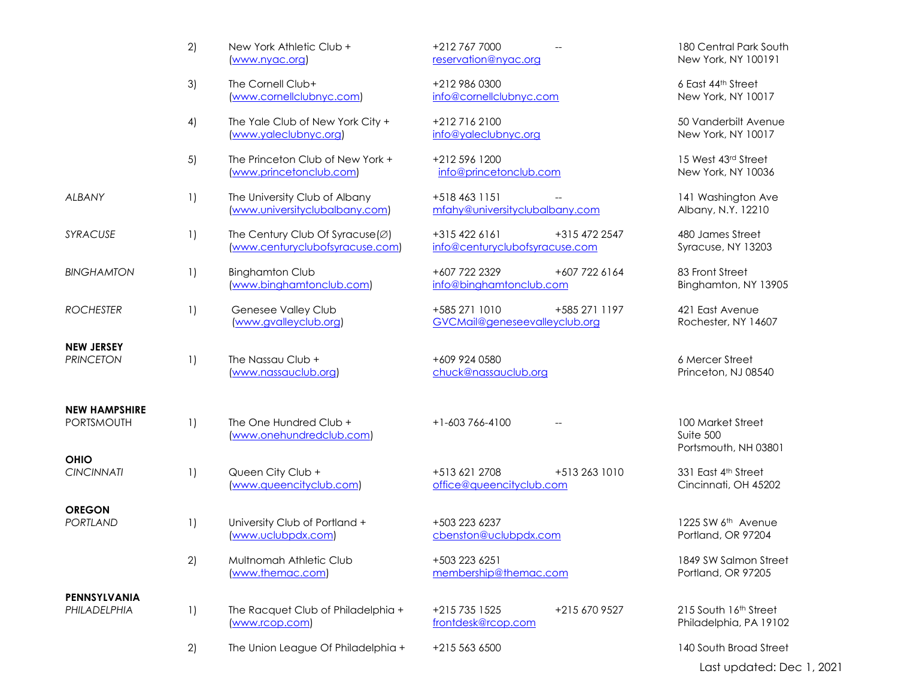| | | | | | |
|---|---|---|---|---|---|
| | 2) | New York Athletic Club + (www.nyac.org) | +212 767 7000 reservation@nyac.org | -- | 180 Central Park South New York, NY 100191 |
| | 3) | The Cornell Club+ (www.cornellclubnyc.com) | +212 986 0300 info@cornellclubnyc.com | | 6 East 44th Street New York, NY 10017 |
| | 4) | The Yale Club of New York City + (www.yaleclubnyc.org) | +212 716 2100 info@yaleclubnyc.org | | 50 Vanderbilt Avenue New York, NY 10017 |
| | 5) | The Princeton Club of New York + (www.princetonclub.com) | +212 596 1200 info@princetonclub.com | | 15 West 43rd Street New York, NY 10036 |
| *ALBANY* | 1) | The University Club of Albany (www.universityclubalbany.com) | +518 463 1151 mfahy@universityclubalbany.com | -- | 141 Washington Ave Albany, N.Y. 12210 |
| *SYRACUSE* | 1) | The Century Club Of Syracuse(∅) (www.centuryclubofsyracuse.com) | +315 422 6161 info@centuryclubofsyracuse.com | +315 472 2547 | 480 James Street Syracuse, NY 13203 |
| *BINGHAMTON* | 1) | Binghamton Club (www.binghamtonclub.com) | +607 722 2329 info@binghamtonclub.com | +607 722 6164 | 83 Front Street Binghamton, NY 13905 |
| *ROCHESTER* | 1) | Genesee Valley Club (www.gvalleyclub.org) | +585 271 1010 GVCMail@geneseevalleyclub.org | +585 271 1197 | 421 East Avenue Rochester, NY 14607 |
| **NEW JERSEY** *PRINCETON* | 1) | The Nassau Club + (www.nassauclub.org) | +609 924 0580 chuck@nassauclub.org | | 6 Mercer Street Princeton, NJ 08540 |
| **NEW HAMPSHIRE** PORTSMOUTH | 1) | The One Hundred Club + (www.onehundredclub.com) | +1-603 766-4100 | -- | 100 Market Street Suite 500 Portsmouth, NH 03801 |
| **OHIO** *CINCINNATI* | 1) | Queen City Club + (www.queencityclub.com) | +513 621 2708 office@queencityclub.com | +513 263 1010 | 331 East 4th Street Cincinnati, OH 45202 |
| **OREGON** *PORTLAND* | 1) | University Club of Portland + (www.uclubpdx.com) | +503 223 6237 cbenston@uclubpdx.com | | 1225 SW 6th Avenue Portland, OR 97204 |
| | 2) | Multnomah Athletic Club (www.themac.com) | +503 223 6251 membership@themac.com | | 1849 SW Salmon Street Portland, OR 97205 |
| **PENNSYLVANIA** *PHILADELPHIA* | 1) | The Racquet Club of Philadelphia + (www.rcop.com) | +215 735 1525 frontdesk@rcop.com | +215 670 9527 | 215 South 16th Street Philadelphia, PA 19102 |
| | 2) | The Union League Of Philadelphia + | +215 563 6500 | | 140 South Broad Street |

Last updated: Dec 1, 2021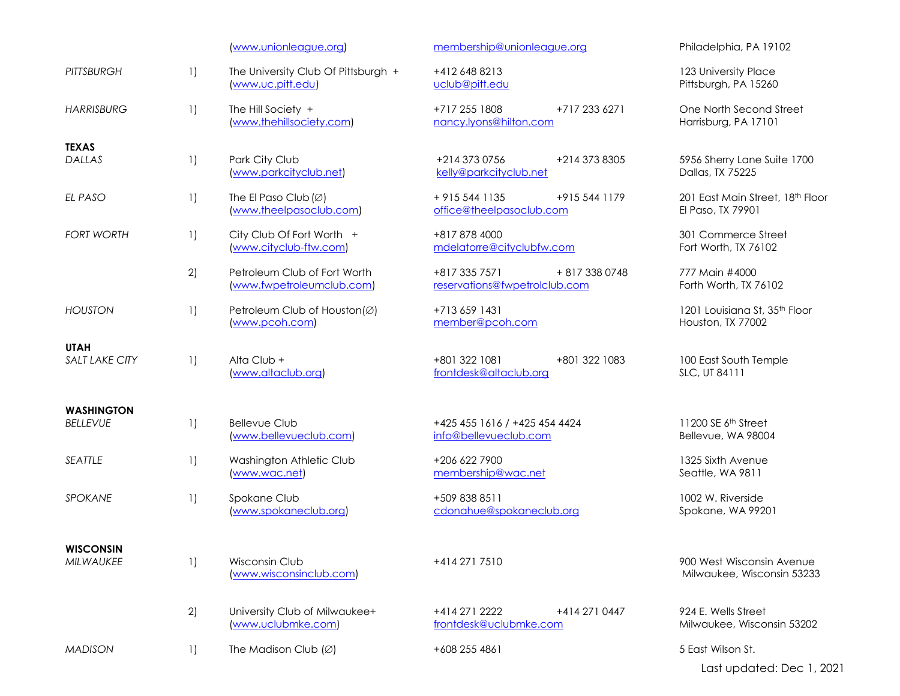| | | | | | |
|---|---|---|---|---|---|
| | | (www.unionleague.org) | membership@unionleague.org | | Philadelphia, PA 19102 |
| *PITTSBURGH* | 1) | The University Club Of Pittsburgh + (www.uc.pitt.edu) | +412 648 8213 uclub@pitt.edu | | 123 University Place Pittsburgh, PA 15260 |
| *HARRISBURG* | 1) | The Hill Society + (www.thehillsociety.com) | +717 255 1808 nancy.lyons@hilton.com | +717 233 6271 | One North Second Street Harrisburg, PA 17101 |
| **TEXAS** | | | | | |
| *DALLAS* | 1) | Park City Club (www.parkcityclub.net) | +214 373 0756 kelly@parkcityclub.net | +214 373 8305 | 5956 Sherry Lane Suite 1700 Dallas, TX 75225 |
| *EL PASO* | 1) | The El Paso Club (∅) (www.theelpasoclub.com) | + 915 544 1135 office@theelpasoclub.com | +915 544 1179 | 201 East Main Street, 18th Floor El Paso, TX 79901 |
| *FORT WORTH* | 1) | City Club Of Fort Worth + (www.cityclub-ftw.com) | +817 878 4000 mdelatorre@cityclubfw.com | | 301 Commerce Street Fort Worth, TX 76102 |
| | 2) | Petroleum Club of Fort Worth (www.fwpetroleumclub.com) | +817 335 7571 reservations@fwpetrolclub.com | + 817 338 0748 | 777 Main #4000 Forth Worth, TX 76102 |
| *HOUSTON* | 1) | Petroleum Club of Houston(∅) (www.pcoh.com) | +713 659 1431 member@pcoh.com | | 1201 Louisiana St, 35th Floor Houston, TX 77002 |
| **UTAH** | | | | | |
| *SALT LAKE CITY* | 1) | Alta Club + (www.altaclub.org) | +801 322 1081 frontdesk@altaclub.org | +801 322 1083 | 100 East South Temple SLC, UT 84111 |
| **WASHINGTON** | | | | | |
| *BELLEVUE* | 1) | Bellevue Club (www.bellevueclub.com) | +425 455 1616 / +425 454 4424 info@bellevueclub.com | | 11200 SE 6th Street Bellevue, WA 98004 |
| *SEATTLE* | 1) | Washington Athletic Club (www.wac.net) | +206 622 7900 membership@wac.net | | 1325 Sixth Avenue Seattle, WA 9811 |
| *SPOKANE* | 1) | Spokane Club (www.spokaneclub.org) | +509 838 8511 cdonahue@spokaneclub.org | | 1002 W. Riverside Spokane, WA 99201 |
| **WISCONSIN** | | | | | |
| *MILWAUKEE* | 1) | Wisconsin Club (www.wisconsinclub.com) | +414 271 7510 | | 900 West Wisconsin Avenue Milwaukee, Wisconsin 53233 |
| | 2) | University Club of Milwaukee+ (www.uclubmke.com) | +414 271 2222 frontdesk@uclubmke.com | +414 271 0447 | 924 E. Wells Street Milwaukee, Wisconsin 53202 |
| *MADISON* | 1) | The Madison Club (∅) | +608 255 4861 | | 5 East Wilson St. |

Last updated: Dec 1, 2021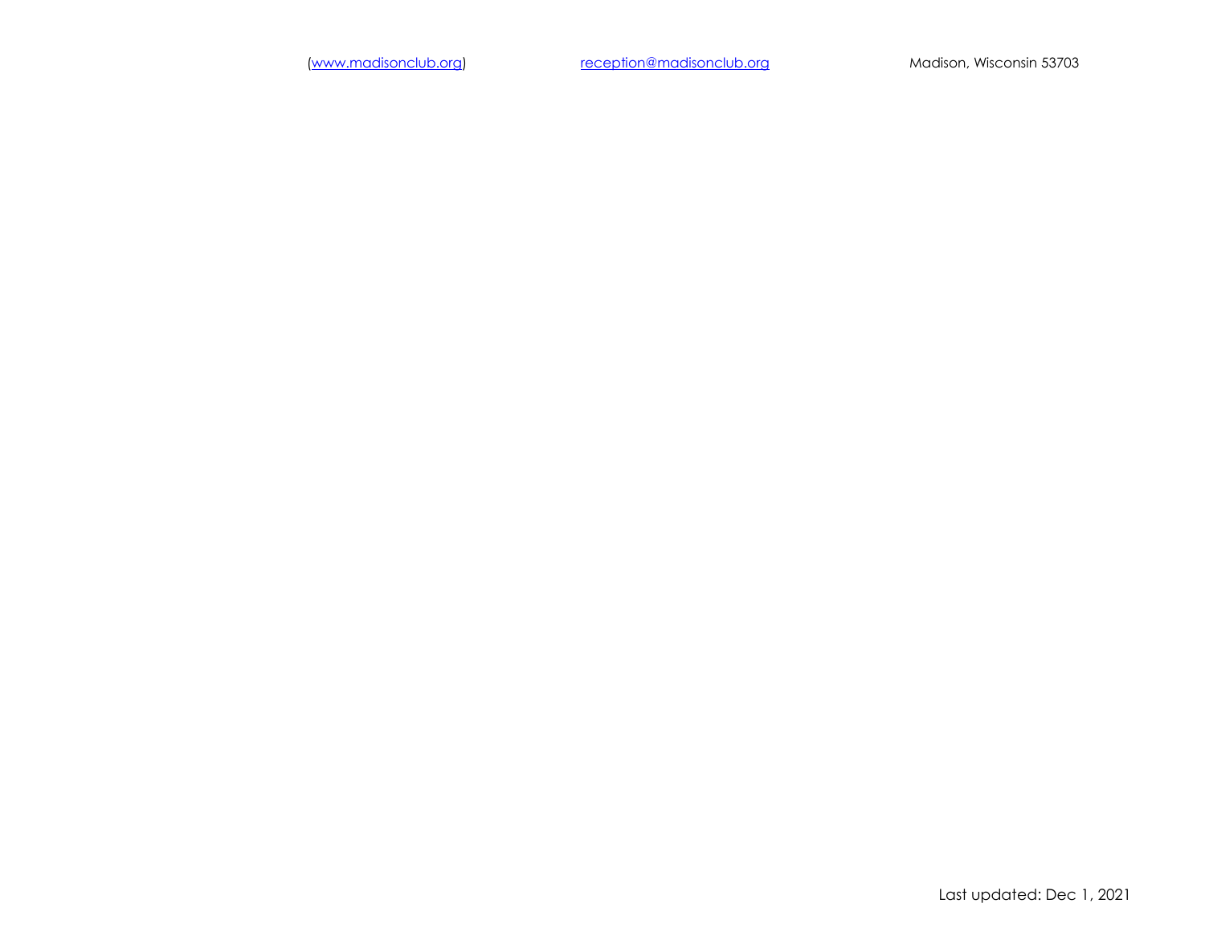([www.madisonclub.org](http://www.madisonclub.org)) [reception@madisonclub.org](mailto:reception@madisonclub.org) Madison, Wisconsin 53703

Last updated: Dec 1, 2021